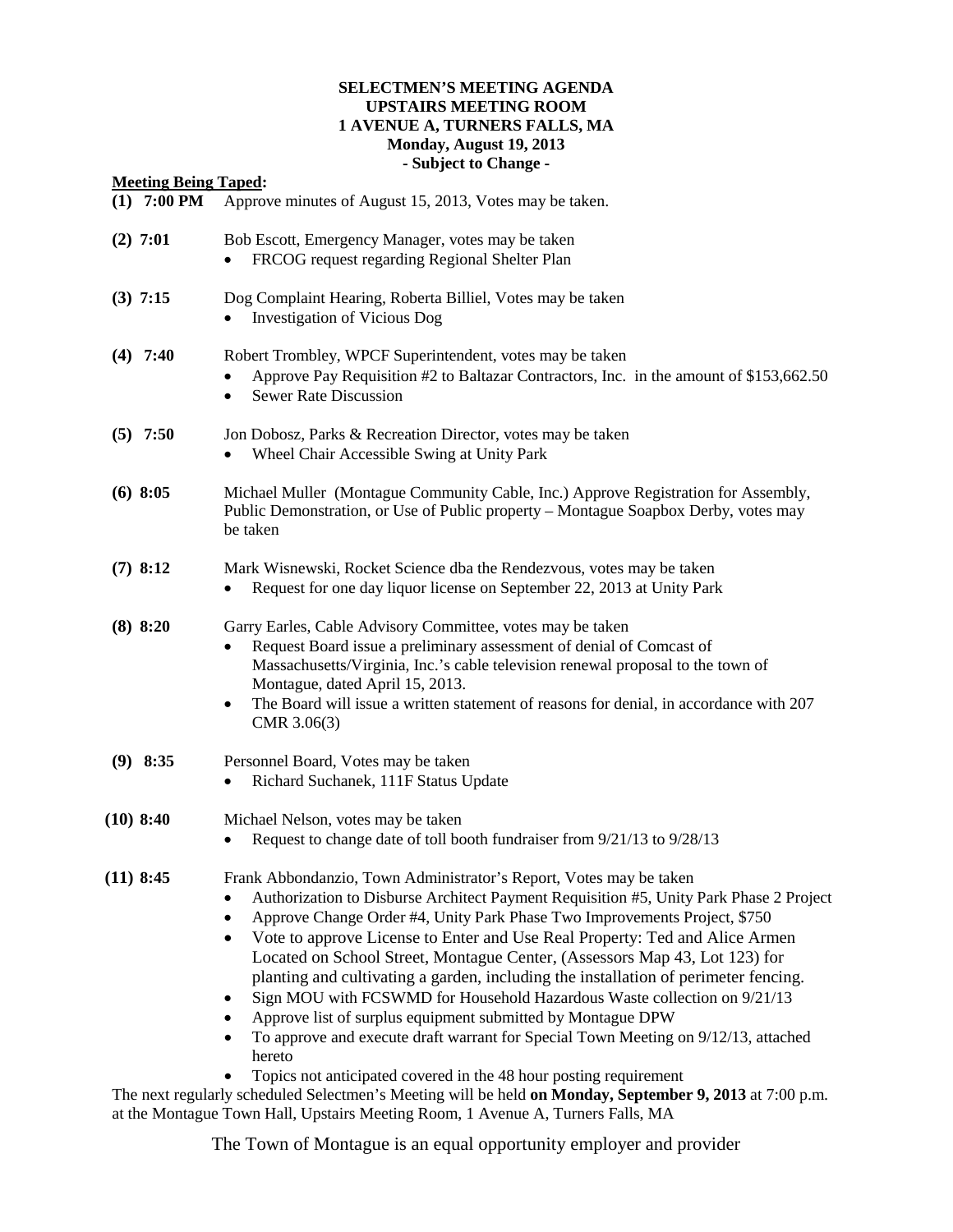**SELECTMEN'S MEETING AGENDA**
**UPSTAIRS MEETING ROOM**
**1 AVENUE A, TURNERS FALLS, MA**
**Monday, August 19, 2013**
**- Subject to Change -**

**Meeting Being Taped:**

**(1) 7:00 PM** Approve minutes of August 15, 2013, Votes may be taken.

**(2) 7:01** Bob Escott, Emergency Manager, votes may be taken

- FRCOG request regarding Regional Shelter Plan

**(3) 7:15** Dog Complaint Hearing, Roberta Billiel, Votes may be taken

- Investigation of Vicious Dog

**(4) 7:40** Robert Trombley, WPCF Superintendent, votes may be taken

- Approve Pay Requisition #2 to Baltazar Contractors, Inc. in the amount of $153,662.50
- Sewer Rate Discussion

**(5) 7:50** Jon Dobosz, Parks & Recreation Director, votes may be taken

- Wheel Chair Accessible Swing at Unity Park

**(6) 8:05** Michael Muller (Montague Community Cable, Inc.) Approve Registration for Assembly, Public Demonstration, or Use of Public property – Montague Soapbox Derby, votes may be taken

**(7) 8:12** Mark Wisnewski, Rocket Science dba the Rendezvous, votes may be taken

- Request for one day liquor license on September 22, 2013 at Unity Park

**(8) 8:20** Garry Earles, Cable Advisory Committee, votes may be taken

- Request Board issue a preliminary assessment of denial of Comcast of Massachusetts/Virginia, Inc.'s cable television renewal proposal to the town of Montague, dated April 15, 2013.
- The Board will issue a written statement of reasons for denial, in accordance with 207 CMR 3.06(3)

**(9) 8:35** Personnel Board, Votes may be taken

- Richard Suchanek, 111F Status Update

**(10) 8:40** Michael Nelson, votes may be taken

- Request to change date of toll booth fundraiser from 9/21/13 to 9/28/13

**(11) 8:45** Frank Abbondanzio, Town Administrator's Report, Votes may be taken

- Authorization to Disburse Architect Payment Requisition #5, Unity Park Phase 2 Project
- Approve Change Order #4, Unity Park Phase Two Improvements Project, $750
- Vote to approve License to Enter and Use Real Property: Ted and Alice Armen Located on School Street, Montague Center, (Assessors Map 43, Lot 123) for planting and cultivating a garden, including the installation of perimeter fencing.
- Sign MOU with FCSWMD for Household Hazardous Waste collection on 9/21/13
- Approve list of surplus equipment submitted by Montague DPW
- To approve and execute draft warrant for Special Town Meeting on 9/12/13, attached hereto
- Topics not anticipated covered in the 48 hour posting requirement

The next regularly scheduled Selectmen's Meeting will be held **on Monday, September 9, 2013** at 7:00 p.m. at the Montague Town Hall, Upstairs Meeting Room, 1 Avenue A, Turners Falls, MA

The Town of Montague is an equal opportunity employer and provider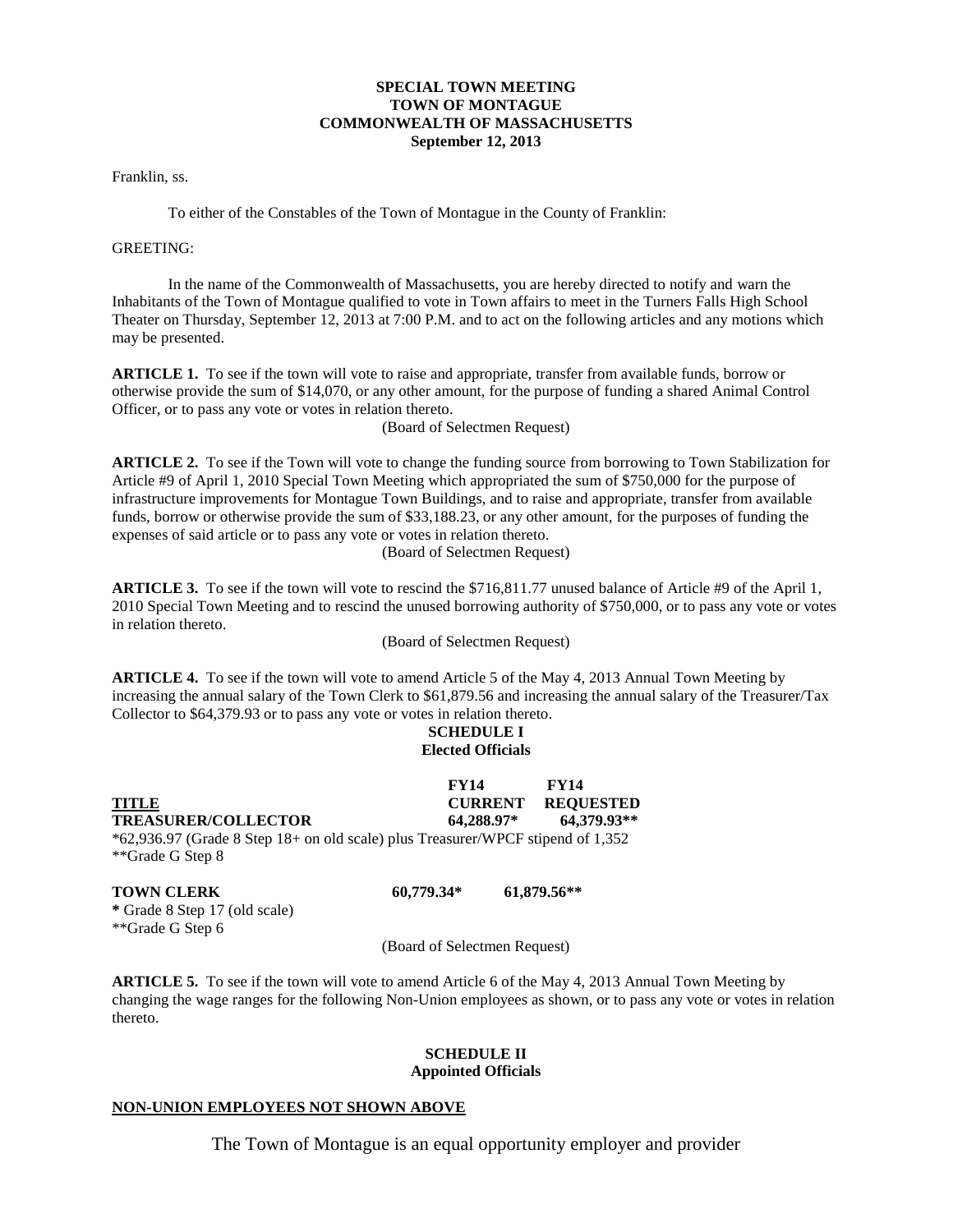**SPECIAL TOWN MEETING**
**TOWN OF MONTAGUE**
**COMMONWEALTH OF MASSACHUSETTS**
**September 12, 2013**

Franklin, ss.

To either of the Constables of the Town of Montague in the County of Franklin:

GREETING:

In the name of the Commonwealth of Massachusetts, you are hereby directed to notify and warn the Inhabitants of the Town of Montague qualified to vote in Town affairs to meet in the Turners Falls High School Theater on Thursday, September 12, 2013 at 7:00 P.M. and to act on the following articles and any motions which may be presented.

**ARTICLE 1.** To see if the town will vote to raise and appropriate, transfer from available funds, borrow or otherwise provide the sum of $14,070, or any other amount, for the purpose of funding a shared Animal Control Officer, or to pass any vote or votes in relation thereto.

(Board of Selectmen Request)

**ARTICLE 2.** To see if the Town will vote to change the funding source from borrowing to Town Stabilization for Article #9 of April 1, 2010 Special Town Meeting which appropriated the sum of $750,000 for the purpose of infrastructure improvements for Montague Town Buildings, and to raise and appropriate, transfer from available funds, borrow or otherwise provide the sum of $33,188.23, or any other amount, for the purposes of funding the expenses of said article or to pass any vote or votes in relation thereto.

(Board of Selectmen Request)

**ARTICLE 3.** To see if the town will vote to rescind the $716,811.77 unused balance of Article #9 of the April 1, 2010 Special Town Meeting and to rescind the unused borrowing authority of $750,000, or to pass any vote or votes in relation thereto.

(Board of Selectmen Request)

**ARTICLE 4.** To see if the town will vote to amend Article 5 of the May 4, 2013 Annual Town Meeting by increasing the annual salary of the Town Clerk to $61,879.56 and increasing the annual salary of the Treasurer/Tax Collector to $64,379.93 or to pass any vote or votes in relation thereto.

**SCHEDULE I**
**Elected Officials**

| TITLE | FY14 CURRENT | FY14 REQUESTED |
|---|---|---|
| **TREASURER/COLLECTOR** | **64,288.97*** | **64,379.93**** |
| **TOWN CLERK** | **60,779.34*** | **61,879.56**** |

Treasurer/Collector:
*62,936.97 (Grade 8 Step 18+ on old scale) plus Treasurer/WPCF stipend of 1,352
**Grade G Step 8

Town Clerk:
* Grade 8 Step 17 (old scale)
**Grade G Step 6

(Board of Selectmen Request)

**ARTICLE 5.** To see if the town will vote to amend Article 6 of the May 4, 2013 Annual Town Meeting by changing the wage ranges for the following Non-Union employees as shown, or to pass any vote or votes in relation thereto.

**SCHEDULE II**
**Appointed Officials**

**NON-UNION EMPLOYEES NOT SHOWN ABOVE**

The Town of Montague is an equal opportunity employer and provider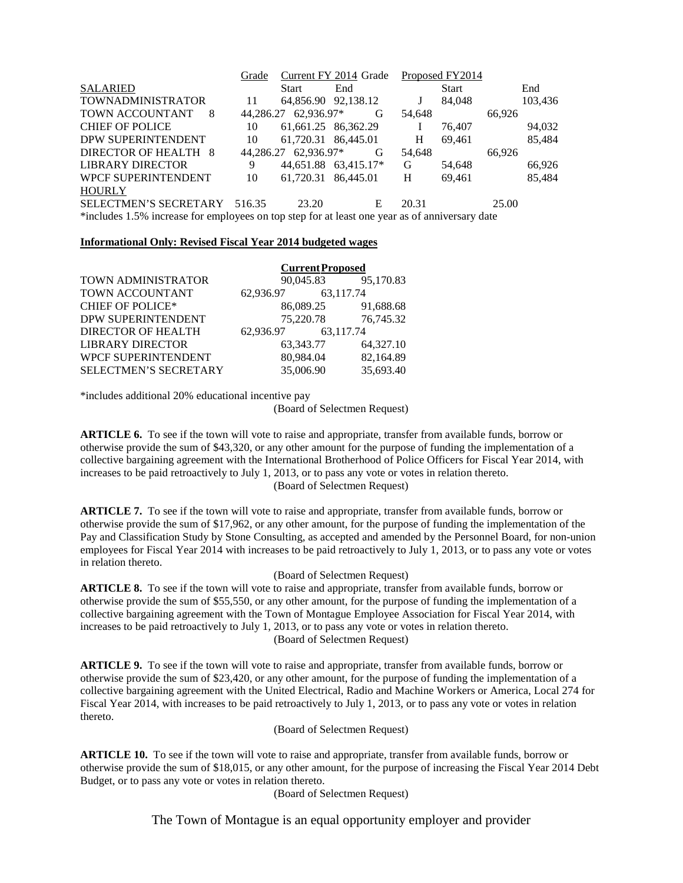| | Grade | Current FY 2014 Start | End | Grade | Proposed FY2014 Start | End |
|---|---|---|---|---|---|---|
| SALARIED | | | | | | |
| TOWNADMINISTRATOR | 11 | 64,856.90 | 92,138.12 | J | 84,048 | 103,436 |
| TOWN ACCOUNTANT | 8 | 44,286.27 | 62,936.97* | G | 54,648 | 66,926 |
| CHIEF OF POLICE | 10 | 61,661.25 | 86,362.29 | I | 76,407 | 94,032 |
| DPW SUPERINTENDENT | 10 | 61,720.31 | 86,445.01 | H | 69,461 | 85,484 |
| DIRECTOR OF HEALTH | 8 | 44,286.27 | 62,936.97* | G | 54,648 | 66,926 |
| LIBRARY DIRECTOR | 9 | 44,651.88 | 63,415.17* | G | 54,648 | 66,926 |
| WPCF SUPERINTENDENT | 10 | 61,720.31 | 86,445.01 | H | 69,461 | 85,484 |
| HOURLY | | | | | | |
| SELECTMEN'S SECRETARY | 516.35 | 23.20 | | E | 20.31 | 25.00 |

*includes 1.5% increase for employees on top step for at least one year as of anniversary date

**Informational Only: Revised Fiscal Year 2014 budgeted wages**

| | Current | Proposed |
|---|---|---|
| TOWN ADMINISTRATOR | 90,045.83 | 95,170.83 |
| TOWN ACCOUNTANT | 62,936.97 | 63,117.74 |
| CHIEF OF POLICE* | 86,089.25 | 91,688.68 |
| DPW SUPERINTENDENT | 75,220.78 | 76,745.32 |
| DIRECTOR OF HEALTH | 62,936.97 | 63,117.74 |
| LIBRARY DIRECTOR | 63,343.77 | 64,327.10 |
| WPCF SUPERINTENDENT | 80,984.04 | 82,164.89 |
| SELECTMEN'S SECRETARY | 35,006.90 | 35,693.40 |

*includes additional 20% educational incentive pay

(Board of Selectmen Request)

**ARTICLE 6.** To see if the town will vote to raise and appropriate, transfer from available funds, borrow or otherwise provide the sum of $43,320, or any other amount for the purpose of funding the implementation of a collective bargaining agreement with the International Brotherhood of Police Officers for Fiscal Year 2014, with increases to be paid retroactively to July 1, 2013, or to pass any vote or votes in relation thereto.

(Board of Selectmen Request)

**ARTICLE 7.** To see if the town will vote to raise and appropriate, transfer from available funds, borrow or otherwise provide the sum of $17,962, or any other amount, for the purpose of funding the implementation of the Pay and Classification Study by Stone Consulting, as accepted and amended by the Personnel Board, for non-union employees for Fiscal Year 2014 with increases to be paid retroactively to July 1, 2013, or to pass any vote or votes in relation thereto.

(Board of Selectmen Request)

**ARTICLE 8.** To see if the town will vote to raise and appropriate, transfer from available funds, borrow or otherwise provide the sum of $55,550, or any other amount, for the purpose of funding the implementation of a collective bargaining agreement with the Town of Montague Employee Association for Fiscal Year 2014, with increases to be paid retroactively to July 1, 2013, or to pass any vote or votes in relation thereto.

(Board of Selectmen Request)

**ARTICLE 9.** To see if the town will vote to raise and appropriate, transfer from available funds, borrow or otherwise provide the sum of $23,420, or any other amount, for the purpose of funding the implementation of a collective bargaining agreement with the United Electrical, Radio and Machine Workers or America, Local 274 for Fiscal Year 2014, with increases to be paid retroactively to July 1, 2013, or to pass any vote or votes in relation thereto.

(Board of Selectmen Request)

**ARTICLE 10.** To see if the town will vote to raise and appropriate, transfer from available funds, borrow or otherwise provide the sum of $18,015, or any other amount, for the purpose of increasing the Fiscal Year 2014 Debt Budget, or to pass any vote or votes in relation thereto.

(Board of Selectmen Request)

The Town of Montague is an equal opportunity employer and provider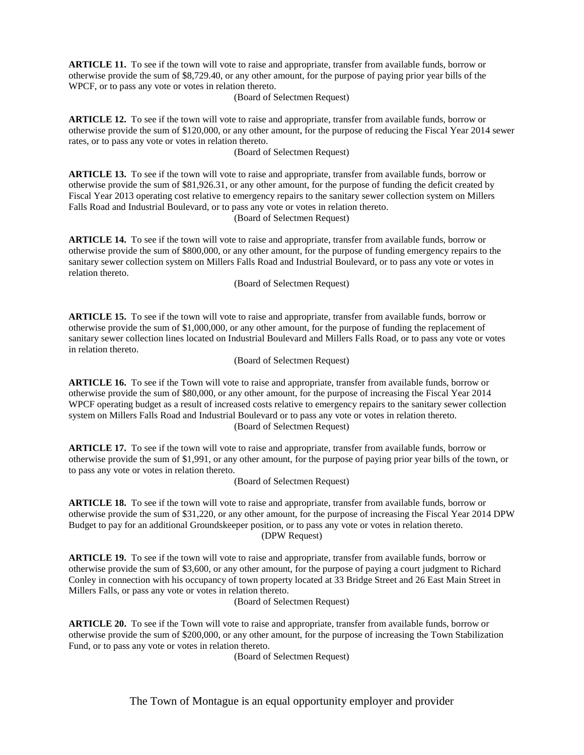**ARTICLE 11.** To see if the town will vote to raise and appropriate, transfer from available funds, borrow or otherwise provide the sum of $8,729.40, or any other amount, for the purpose of paying prior year bills of the WPCF, or to pass any vote or votes in relation thereto.

(Board of Selectmen Request)

**ARTICLE 12.** To see if the town will vote to raise and appropriate, transfer from available funds, borrow or otherwise provide the sum of $120,000, or any other amount, for the purpose of reducing the Fiscal Year 2014 sewer rates, or to pass any vote or votes in relation thereto.

(Board of Selectmen Request)

**ARTICLE 13.** To see if the town will vote to raise and appropriate, transfer from available funds, borrow or otherwise provide the sum of $81,926.31, or any other amount, for the purpose of funding the deficit created by Fiscal Year 2013 operating cost relative to emergency repairs to the sanitary sewer collection system on Millers Falls Road and Industrial Boulevard, or to pass any vote or votes in relation thereto.

(Board of Selectmen Request)

**ARTICLE 14.** To see if the town will vote to raise and appropriate, transfer from available funds, borrow or otherwise provide the sum of $800,000, or any other amount, for the purpose of funding emergency repairs to the sanitary sewer collection system on Millers Falls Road and Industrial Boulevard, or to pass any vote or votes in relation thereto.

(Board of Selectmen Request)

**ARTICLE 15.** To see if the town will vote to raise and appropriate, transfer from available funds, borrow or otherwise provide the sum of $1,000,000, or any other amount, for the purpose of funding the replacement of sanitary sewer collection lines located on Industrial Boulevard and Millers Falls Road, or to pass any vote or votes in relation thereto.

(Board of Selectmen Request)

**ARTICLE 16.** To see if the Town will vote to raise and appropriate, transfer from available funds, borrow or otherwise provide the sum of $80,000, or any other amount, for the purpose of increasing the Fiscal Year 2014 WPCF operating budget as a result of increased costs relative to emergency repairs to the sanitary sewer collection system on Millers Falls Road and Industrial Boulevard or to pass any vote or votes in relation thereto.

(Board of Selectmen Request)

**ARTICLE 17.** To see if the town will vote to raise and appropriate, transfer from available funds, borrow or otherwise provide the sum of $1,991, or any other amount, for the purpose of paying prior year bills of the town, or to pass any vote or votes in relation thereto.

(Board of Selectmen Request)

**ARTICLE 18.** To see if the town will vote to raise and appropriate, transfer from available funds, borrow or otherwise provide the sum of $31,220, or any other amount, for the purpose of increasing the Fiscal Year 2014 DPW Budget to pay for an additional Groundskeeper position, or to pass any vote or votes in relation thereto.

(DPW Request)

**ARTICLE 19.** To see if the town will vote to raise and appropriate, transfer from available funds, borrow or otherwise provide the sum of $3,600, or any other amount, for the purpose of paying a court judgment to Richard Conley in connection with his occupancy of town property located at 33 Bridge Street and 26 East Main Street in Millers Falls, or pass any vote or votes in relation thereto.

(Board of Selectmen Request)

**ARTICLE 20.** To see if the Town will vote to raise and appropriate, transfer from available funds, borrow or otherwise provide the sum of $200,000, or any other amount, for the purpose of increasing the Town Stabilization Fund, or to pass any vote or votes in relation thereto.

(Board of Selectmen Request)

The Town of Montague is an equal opportunity employer and provider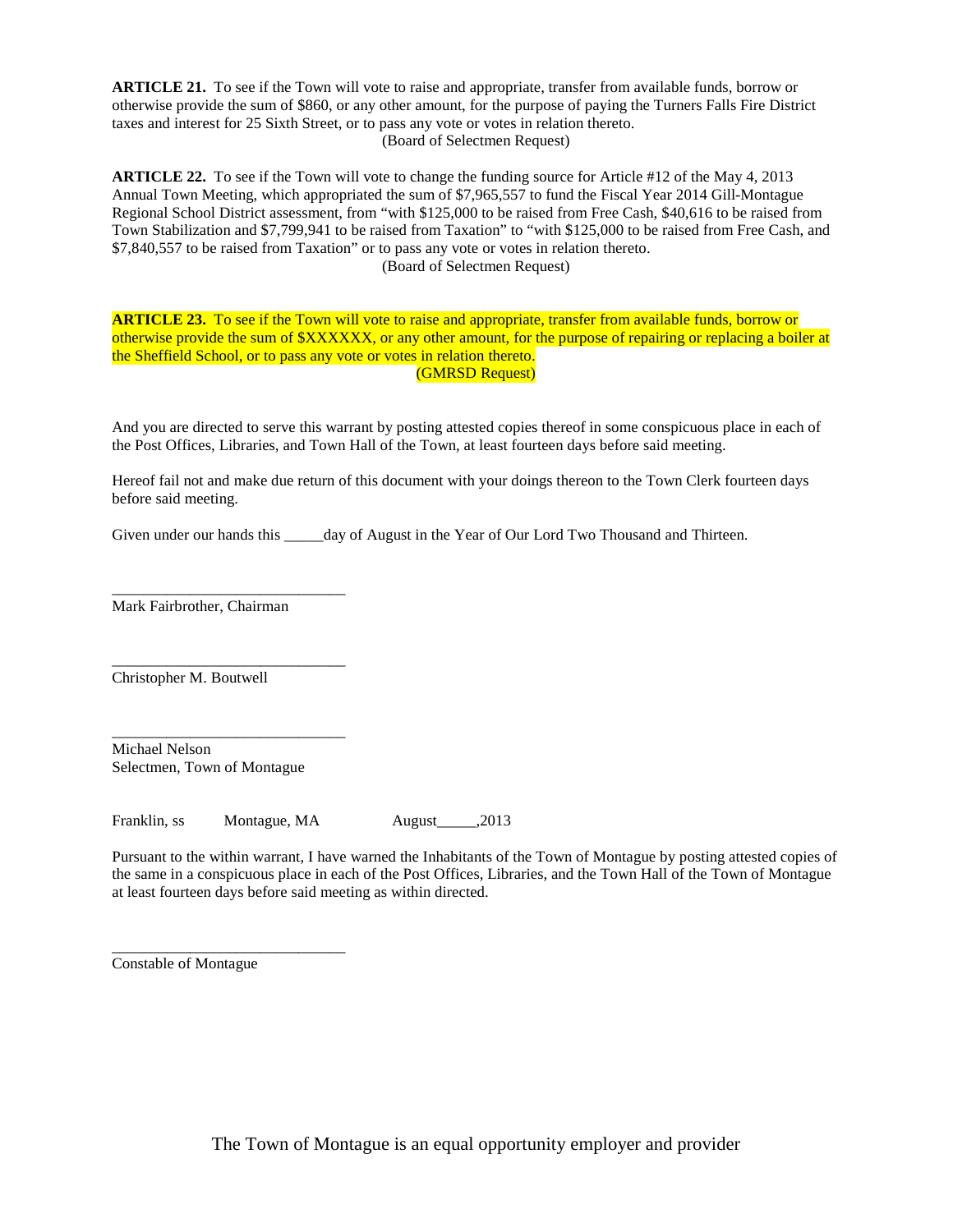**ARTICLE 21.** To see if the Town will vote to raise and appropriate, transfer from available funds, borrow or otherwise provide the sum of $860, or any other amount, for the purpose of paying the Turners Falls Fire District taxes and interest for 25 Sixth Street, or to pass any vote or votes in relation thereto.

(Board of Selectmen Request)

**ARTICLE 22.** To see if the Town will vote to change the funding source for Article #12 of the May 4, 2013 Annual Town Meeting, which appropriated the sum of $7,965,557 to fund the Fiscal Year 2014 Gill-Montague Regional School District assessment, from "with $125,000 to be raised from Free Cash, $40,616 to be raised from Town Stabilization and $7,799,941 to be raised from Taxation" to "with $125,000 to be raised from Free Cash, and $7,840,557 to be raised from Taxation" or to pass any vote or votes in relation thereto.

(Board of Selectmen Request)

**ARTICLE 23.** To see if the Town will vote to raise and appropriate, transfer from available funds, borrow or otherwise provide the sum of $XXXXXX, or any other amount, for the purpose of repairing or replacing a boiler at the Sheffield School, or to pass any vote or votes in relation thereto.

(GMRSD Request)

And you are directed to serve this warrant by posting attested copies thereof in some conspicuous place in each of the Post Offices, Libraries, and Town Hall of the Town, at least fourteen days before said meeting.

Hereof fail not and make due return of this document with your doings thereon to the Town Clerk fourteen days before said meeting.

Given under our hands this _____day of August in the Year of Our Lord Two Thousand and Thirteen.

______________________________
Mark Fairbrother, Chairman

______________________________
Christopher M. Boutwell

______________________________
Michael Nelson
Selectmen, Town of Montague

Franklin, ss        Montague, MA        August_____,2013

Pursuant to the within warrant, I have warned the Inhabitants of the Town of Montague by posting attested copies of the same in a conspicuous place in each of the Post Offices, Libraries, and the Town Hall of the Town of Montague at least fourteen days before said meeting as within directed.

______________________________
Constable of Montague

The Town of Montague is an equal opportunity employer and provider